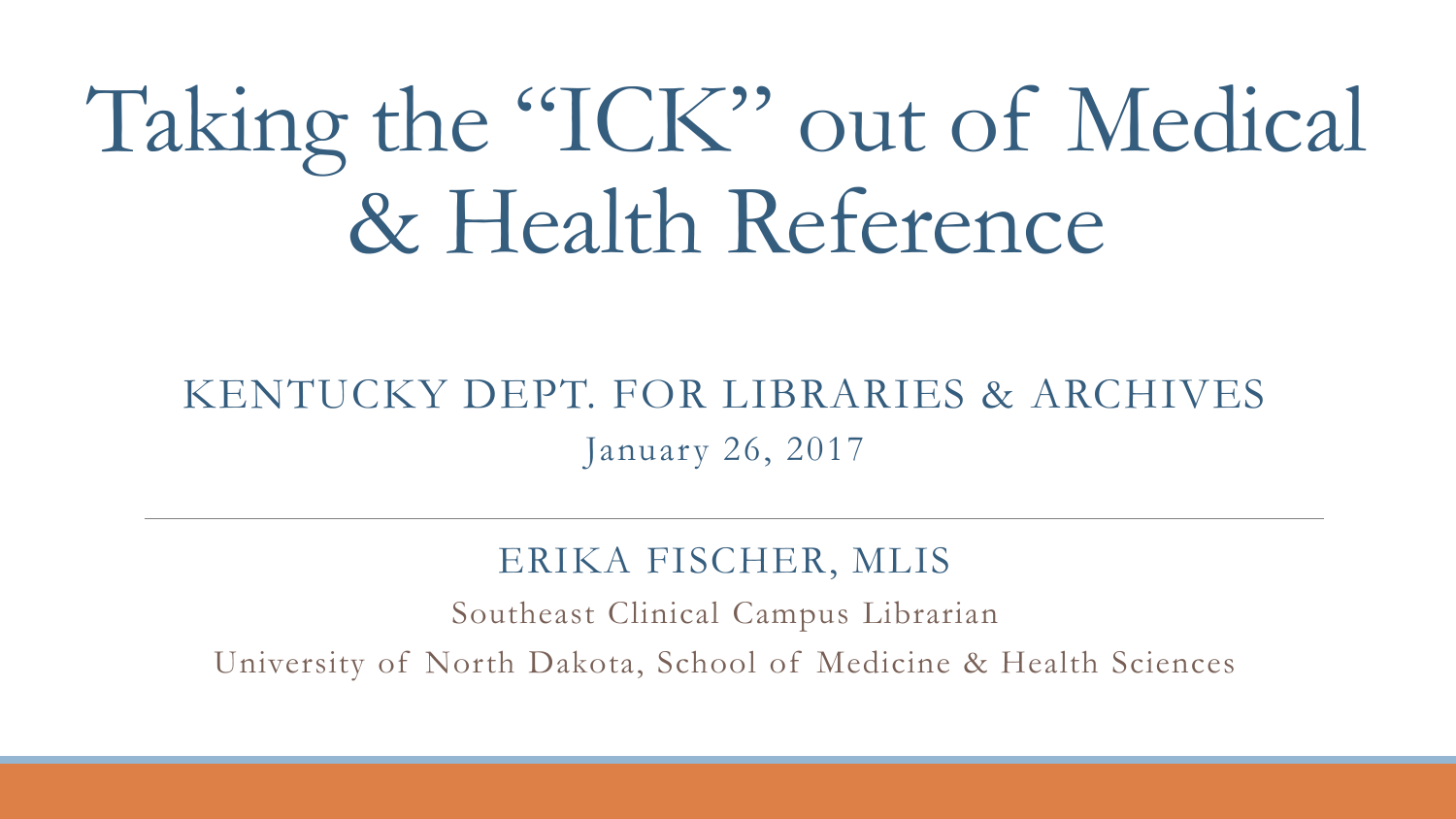# Taking the "ICK" out of Medical & Health Reference

KENTUCKY DEPT. FOR LIBRARIES & ARCHIVES

January 26, 2017

---

ERIKA FISCHER, MLIS

Southeast Clinical Campus Librarian

University of North Dakota, School of Medicine & Health Sciences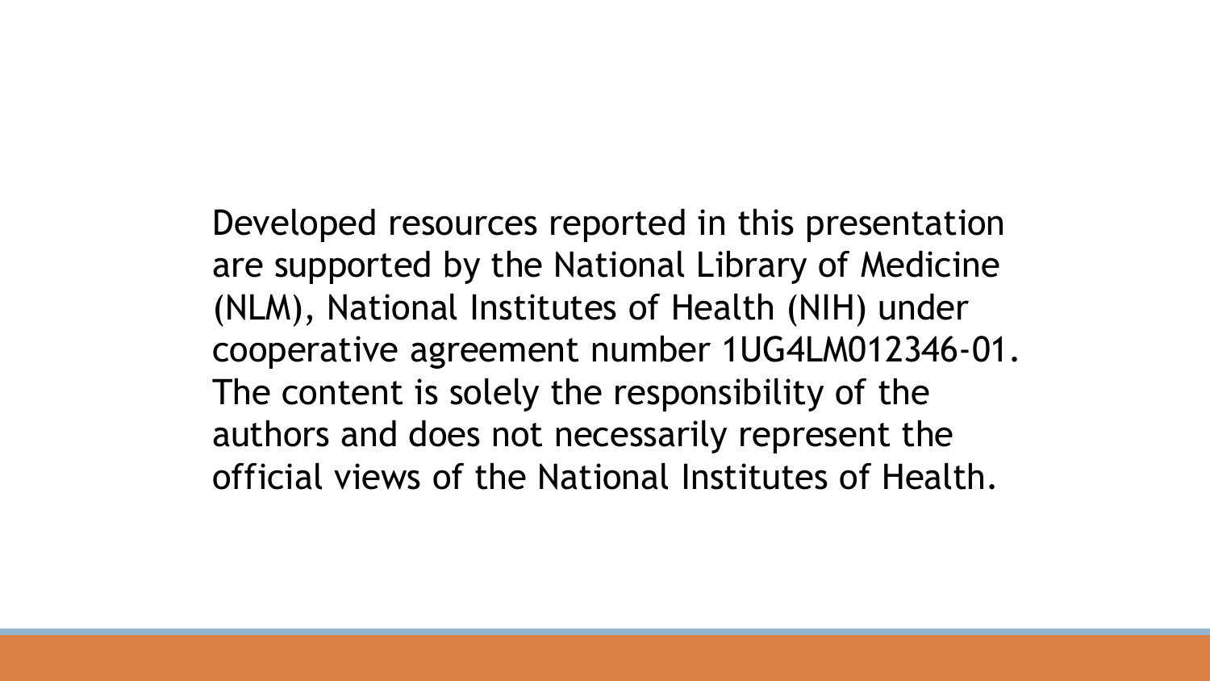Developed resources reported in this presentation are supported by the National Library of Medicine (NLM), National Institutes of Health (NIH) under cooperative agreement number 1UG4LM012346-01. The content is solely the responsibility of the authors and does not necessarily represent the official views of the National Institutes of Health.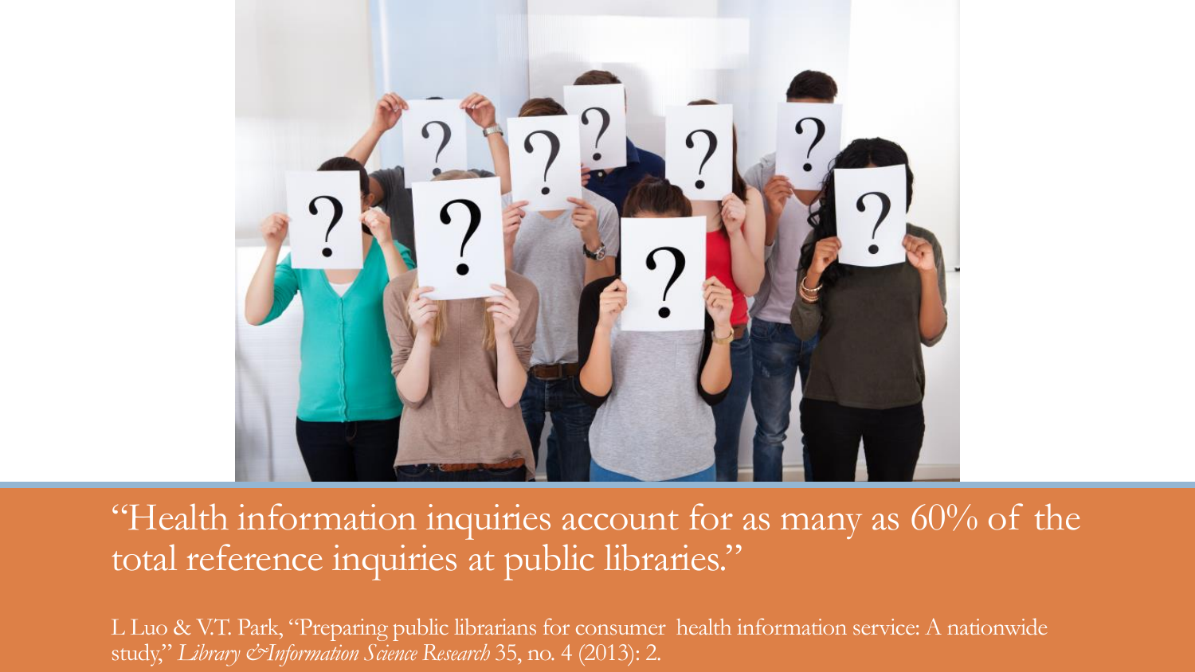"Health information inquiries account for as many as 60% of the total reference inquiries at public libraries."

L Luo & V.T. Park, "Preparing public librarians for consumer health information service: A nationwide study," *Library &Information Science Research* 35, no. 4 (2013): 2.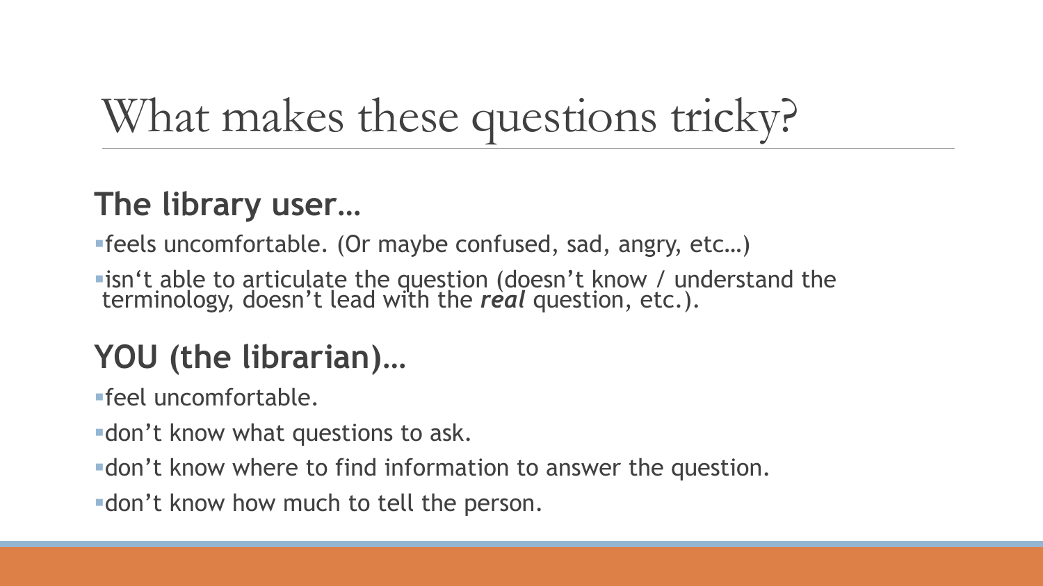# What makes these questions tricky?

## The library user…

- feels uncomfortable. (Or maybe confused, sad, angry, etc…)
- isn't able to articulate the question (doesn't know / understand the terminology, doesn't lead with the ***real*** question, etc.).

## YOU (the librarian)…

- feel uncomfortable.
- don't know what questions to ask.
- don't know where to find information to answer the question.
- don't know how much to tell the person.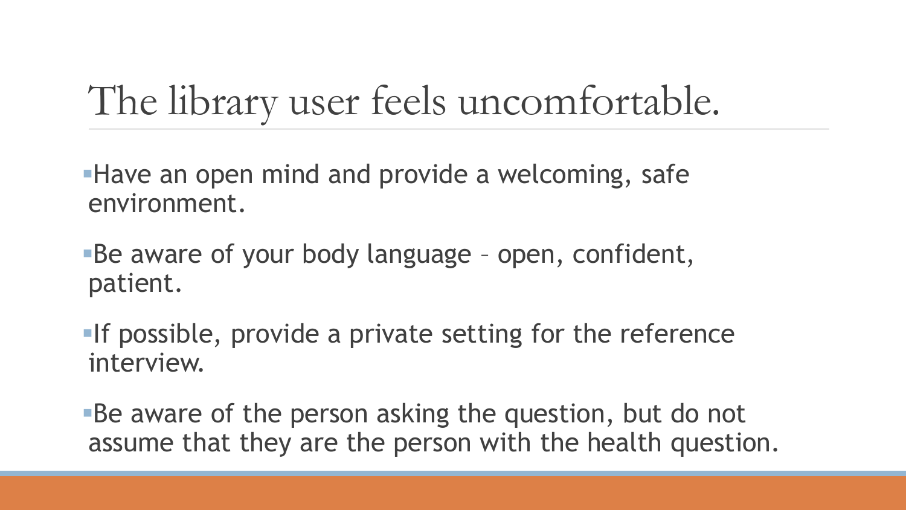# The library user feels uncomfortable.

- Have an open mind and provide a welcoming, safe environment.
- Be aware of your body language – open, confident, patient.
- If possible, provide a private setting for the reference interview.
- Be aware of the person asking the question, but do not assume that they are the person with the health question.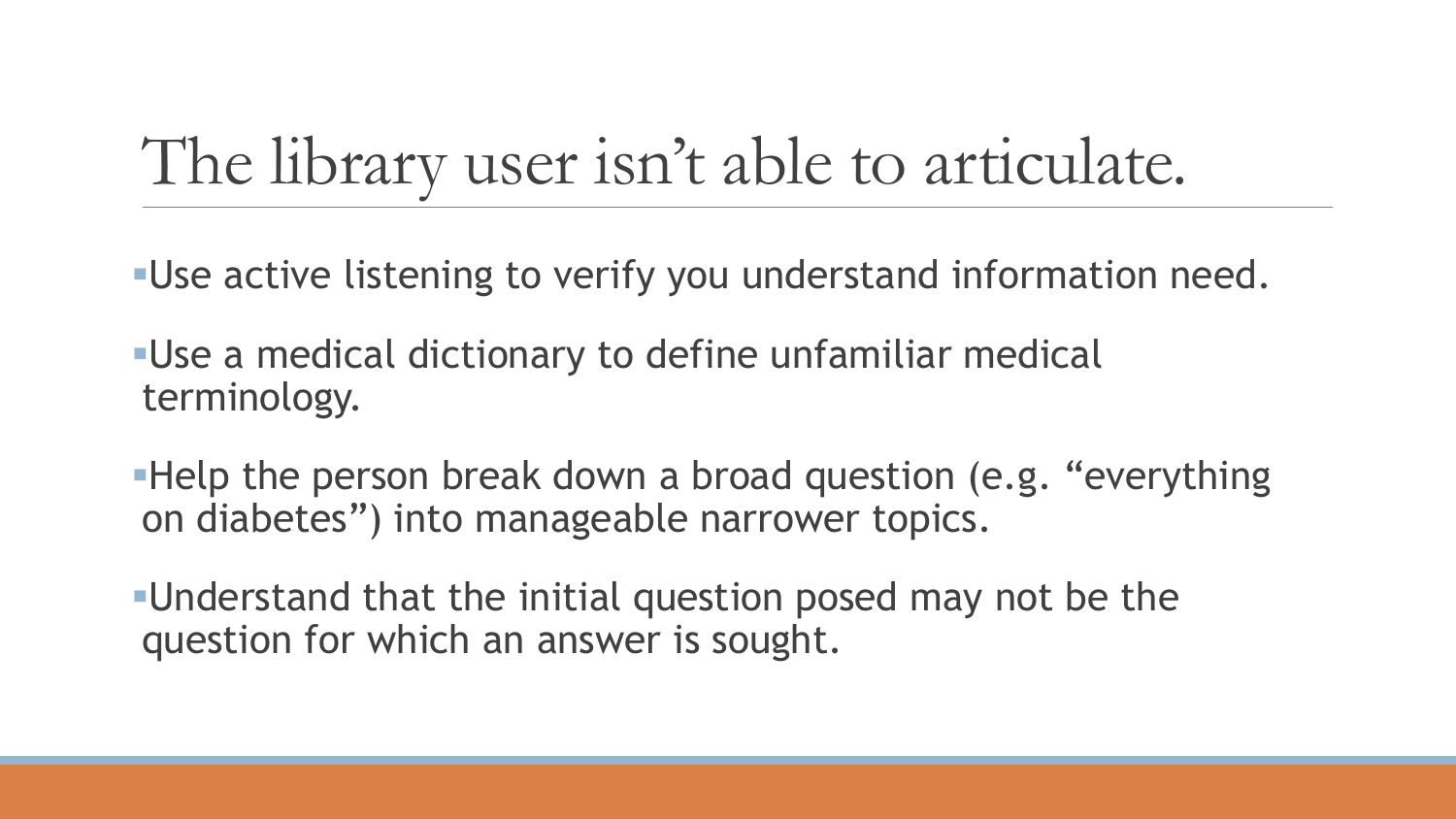# The library user isn't able to articulate.

- Use active listening to verify you understand information need.
- Use a medical dictionary to define unfamiliar medical terminology.
- Help the person break down a broad question (e.g. "everything on diabetes") into manageable narrower topics.
- Understand that the initial question posed may not be the question for which an answer is sought.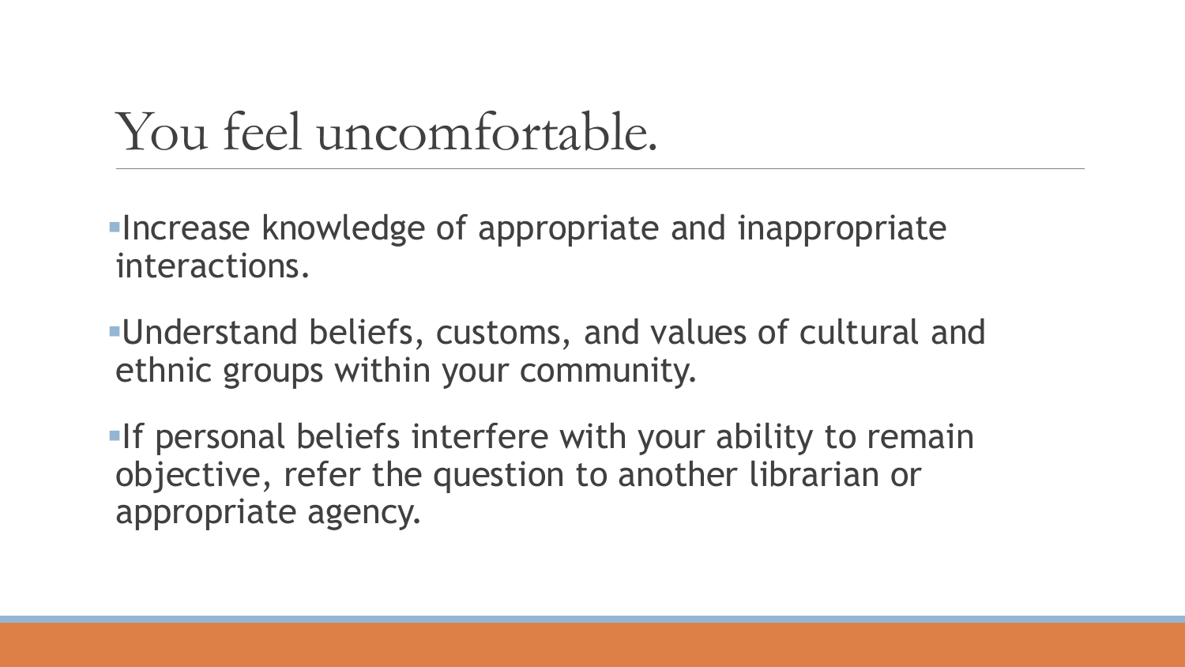# You feel uncomfortable.

- Increase knowledge of appropriate and inappropriate interactions.
- Understand beliefs, customs, and values of cultural and ethnic groups within your community.
- If personal beliefs interfere with your ability to remain objective, refer the question to another librarian or appropriate agency.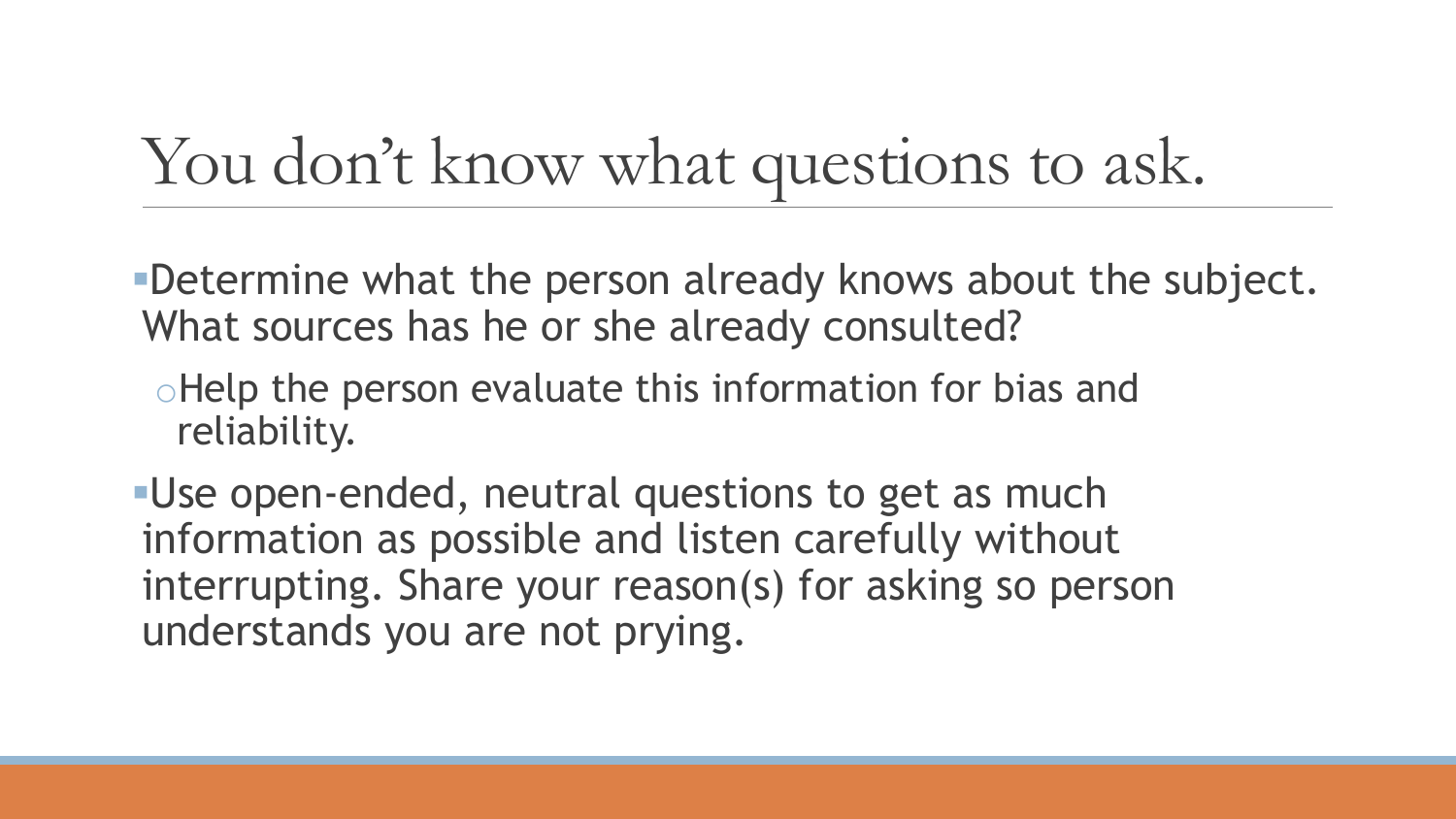# You don’t know what questions to ask.

- Determine what the person already knows about the subject. What sources has he or she already consulted?
  - Help the person evaluate this information for bias and reliability.
- Use open-ended, neutral questions to get as much information as possible and listen carefully without interrupting. Share your reason(s) for asking so person understands you are not prying.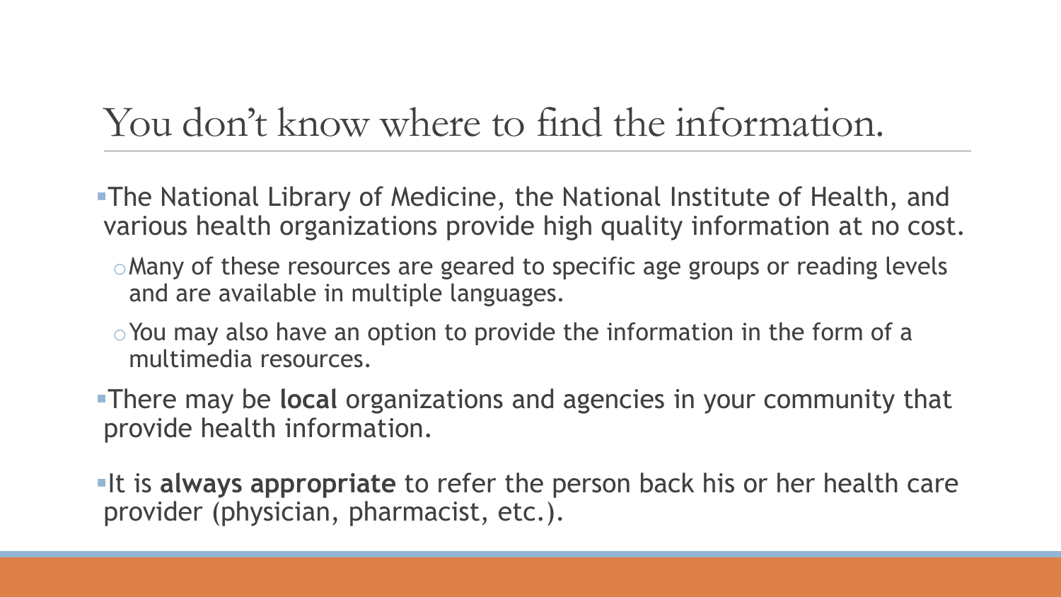# You don't know where to find the information.

- The National Library of Medicine, the National Institute of Health, and various health organizations provide high quality information at no cost.
  - Many of these resources are geared to specific age groups or reading levels and are available in multiple languages.
  - You may also have an option to provide the information in the form of a multimedia resources.
- There may be **local** organizations and agencies in your community that provide health information.
- It is **always appropriate** to refer the person back his or her health care provider (physician, pharmacist, etc.).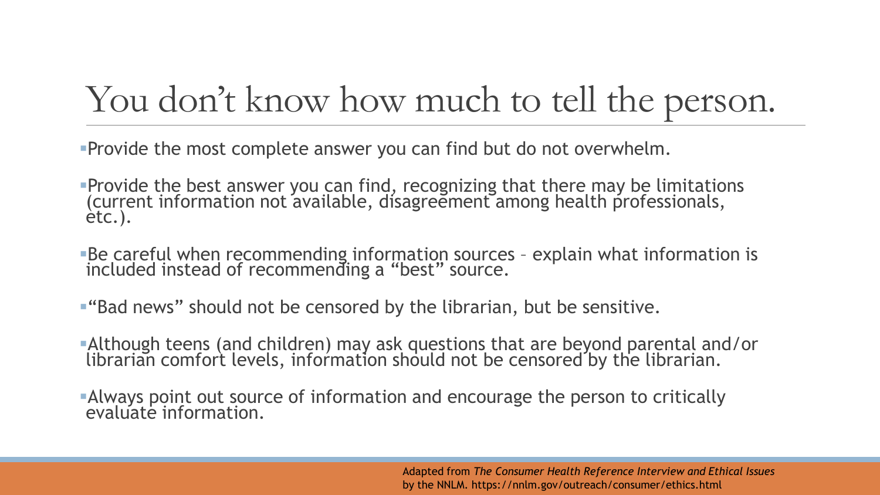# You don't know how much to tell the person.

- Provide the most complete answer you can find but do not overwhelm.
- Provide the best answer you can find, recognizing that there may be limitations (current information not available, disagreement among health professionals, etc.).
- Be careful when recommending information sources – explain what information is included instead of recommending a "best" source.
- "Bad news" should not be censored by the librarian, but be sensitive.
- Although teens (and children) may ask questions that are beyond parental and/or librarian comfort levels, information should not be censored by the librarian.
- Always point out source of information and encourage the person to critically evaluate information.

Adapted from *The Consumer Health Reference Interview and Ethical Issues* by the NNLM. https://nnlm.gov/outreach/consumer/ethics.html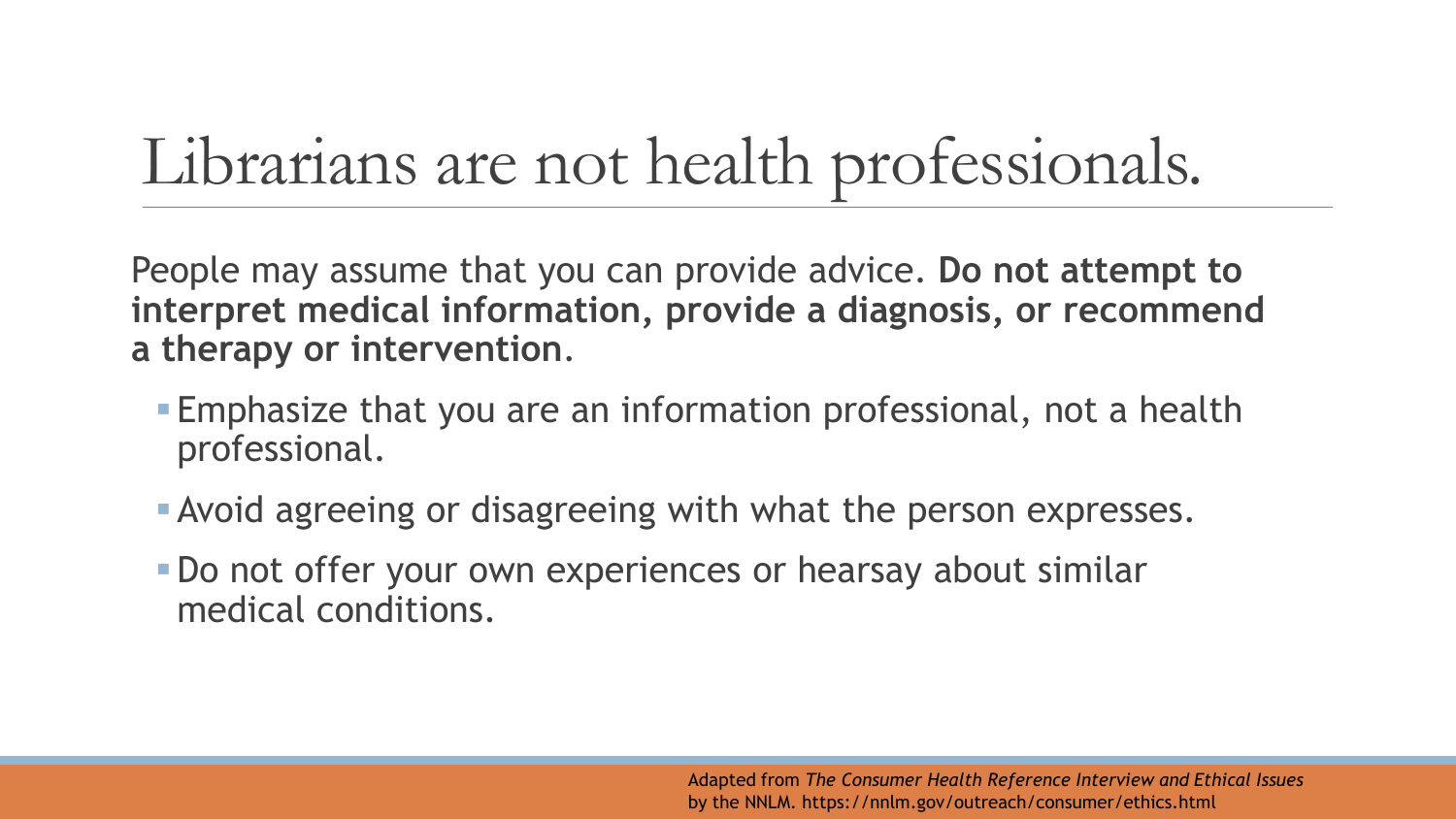# Librarians are not health professionals.

People may assume that you can provide advice. **Do not attempt to interpret medical information, provide a diagnosis, or recommend a therapy or intervention**.

- Emphasize that you are an information professional, not a health professional.
- Avoid agreeing or disagreeing with what the person expresses.
- Do not offer your own experiences or hearsay about similar medical conditions.

Adapted from *The Consumer Health Reference Interview and Ethical Issues* by the NNLM. https://nnlm.gov/outreach/consumer/ethics.html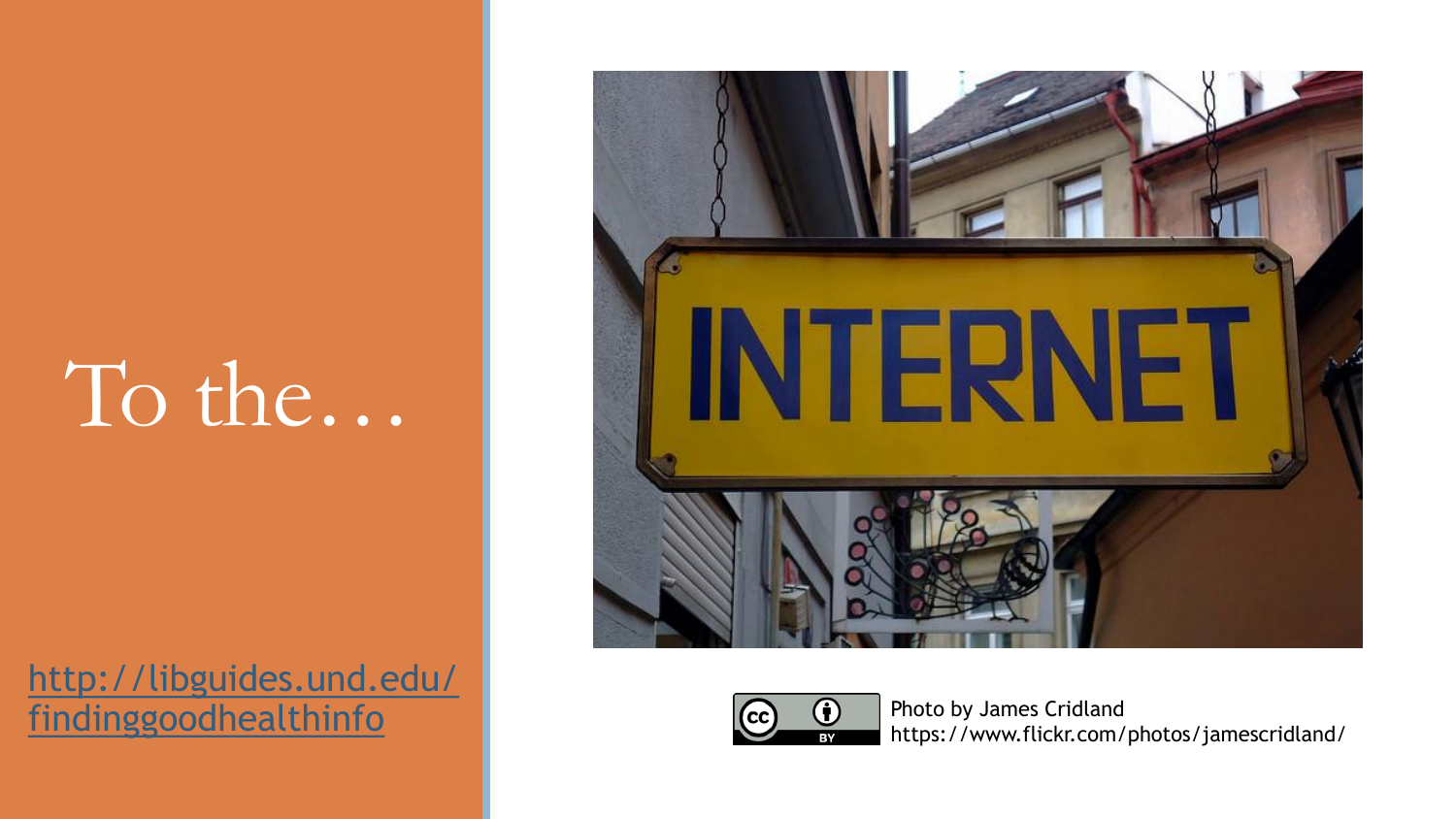# To the…

http://libguides.und.edu/findinggoodhealthinfo

Photo by James Cridland
https://www.flickr.com/photos/jamescridland/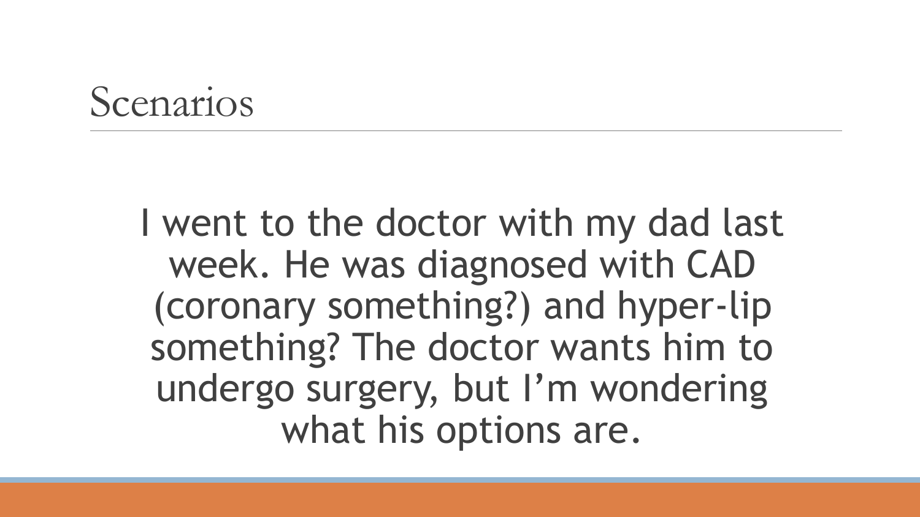# Scenarios

I went to the doctor with my dad last week. He was diagnosed with CAD (coronary something?) and hyper-lip something? The doctor wants him to undergo surgery, but I'm wondering what his options are.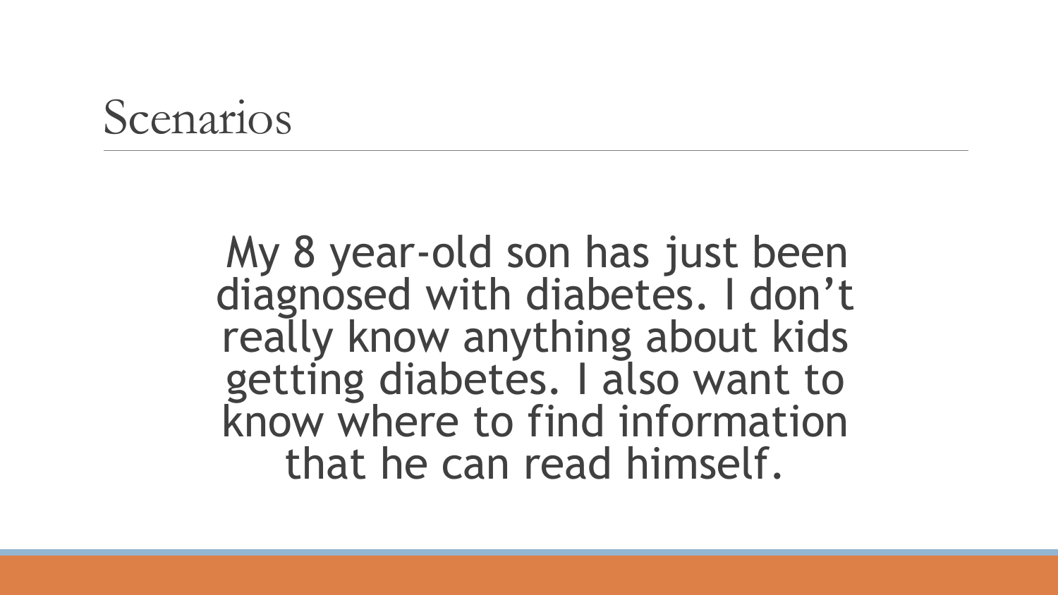# Scenarios

My 8 year-old son has just been diagnosed with diabetes. I don't really know anything about kids getting diabetes. I also want to know where to find information that he can read himself.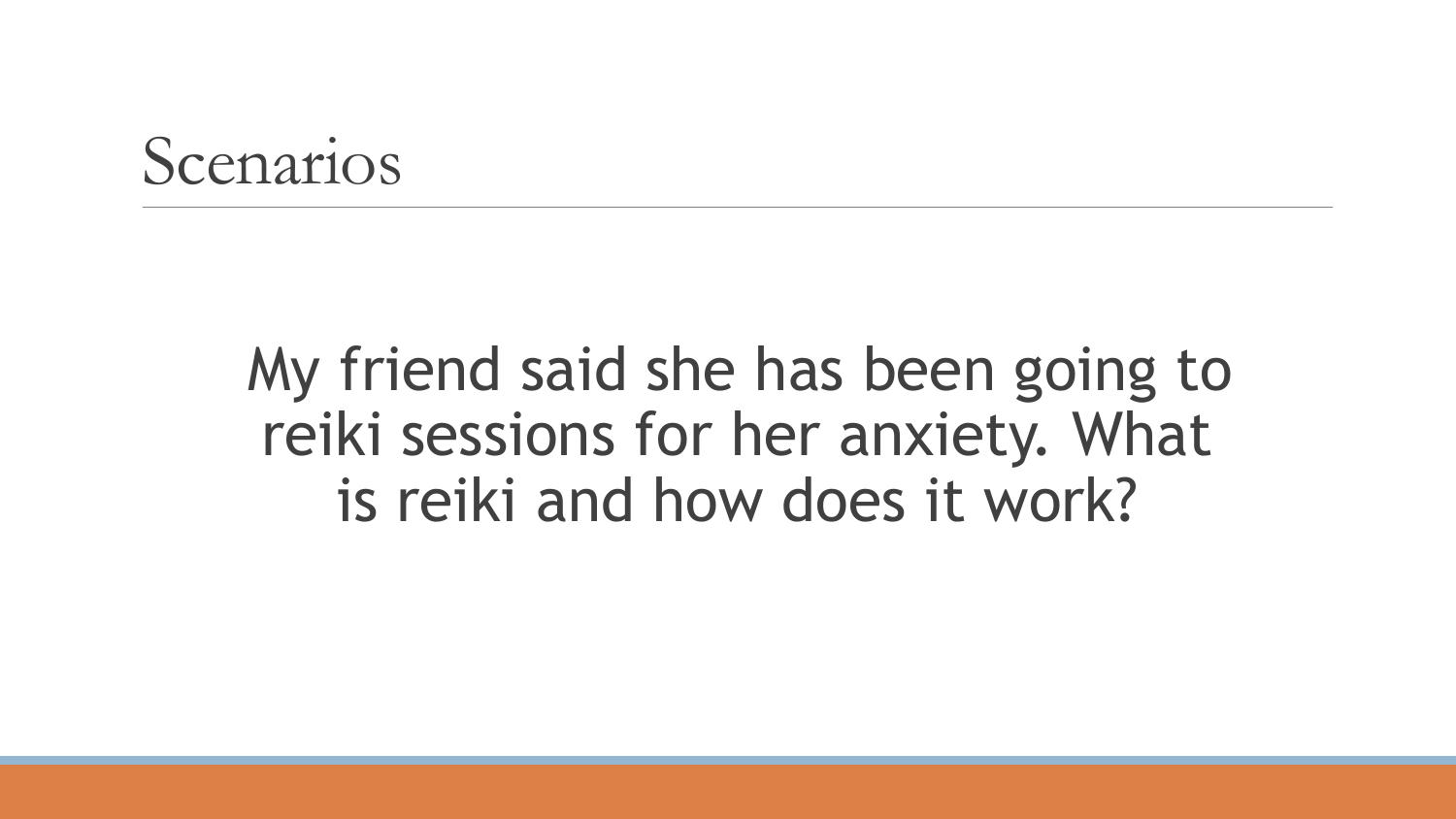# Scenarios

My friend said she has been going to reiki sessions for her anxiety. What is reiki and how does it work?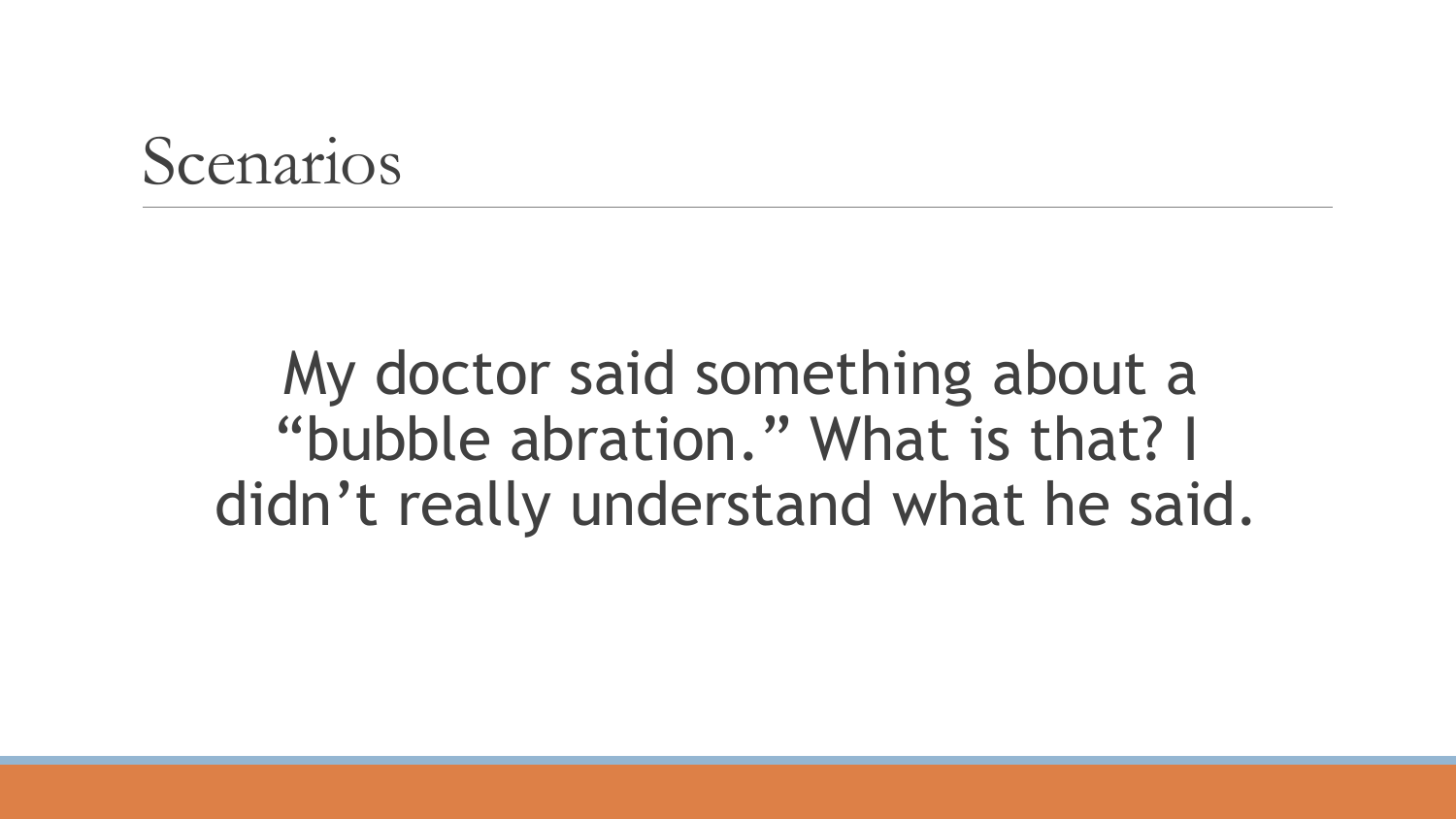# Scenarios

My doctor said something about a "bubble abration." What is that? I didn't really understand what he said.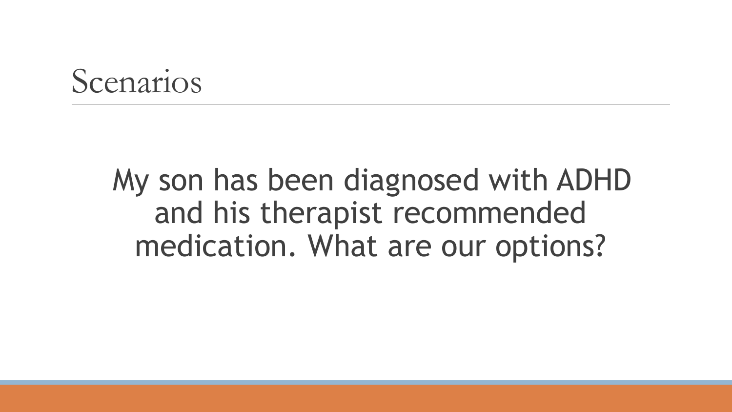# Scenarios

My son has been diagnosed with ADHD and his therapist recommended medication. What are our options?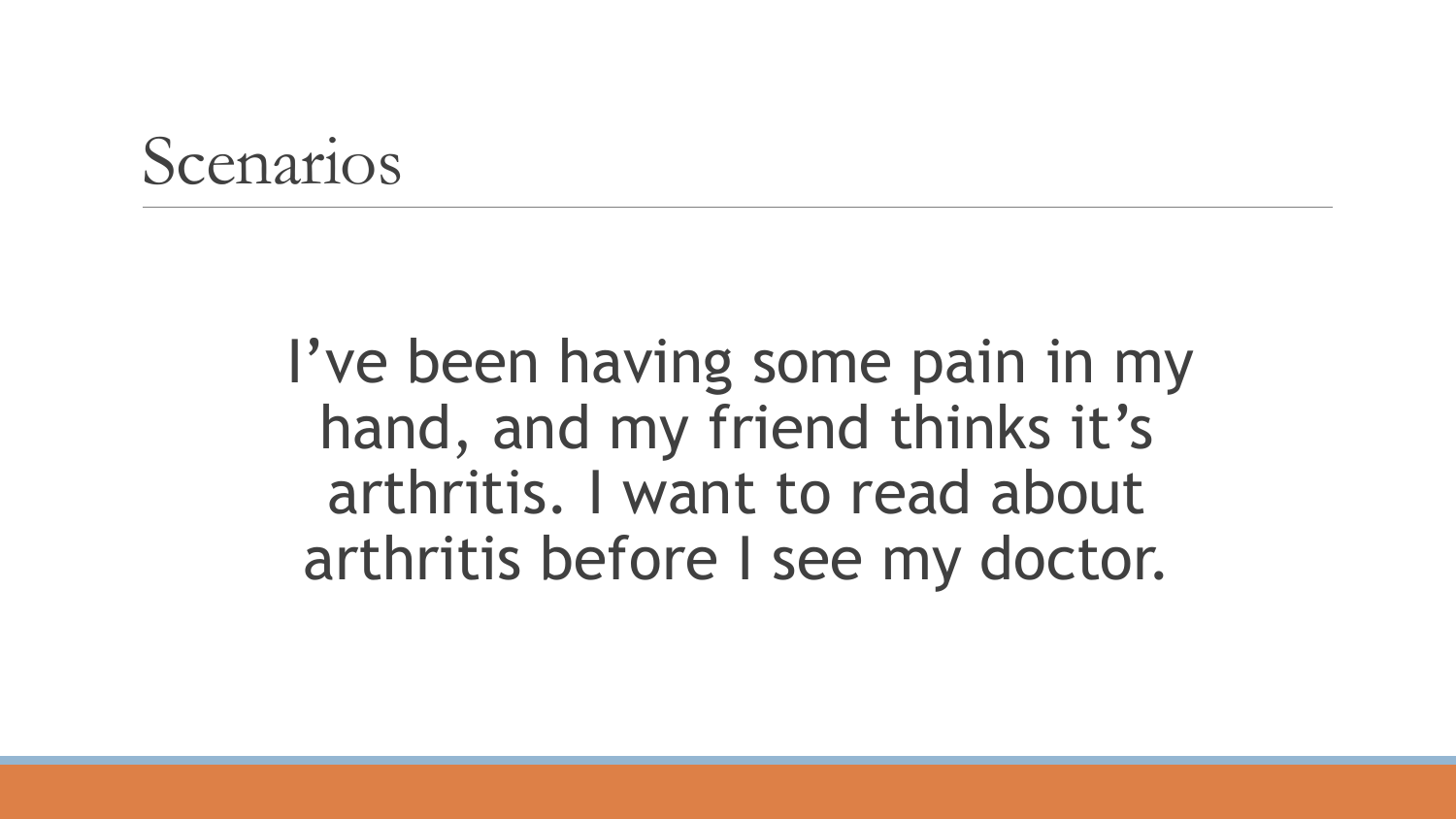# Scenarios

I’ve been having some pain in my hand, and my friend thinks it’s arthritis. I want to read about arthritis before I see my doctor.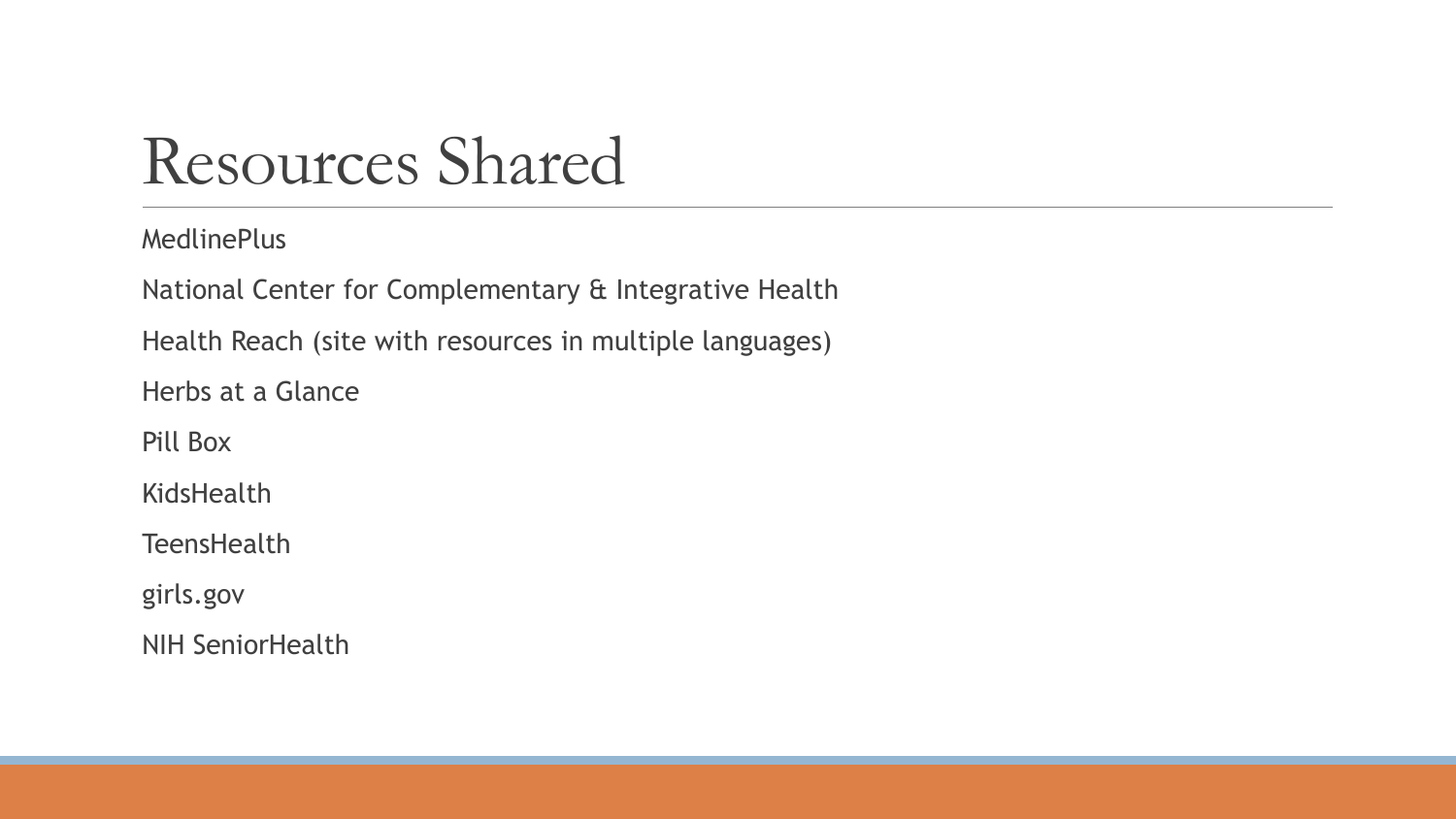# Resources Shared

MedlinePlus

National Center for Complementary & Integrative Health

Health Reach (site with resources in multiple languages)

Herbs at a Glance

Pill Box

KidsHealth

TeensHealth

girls.gov

NIH SeniorHealth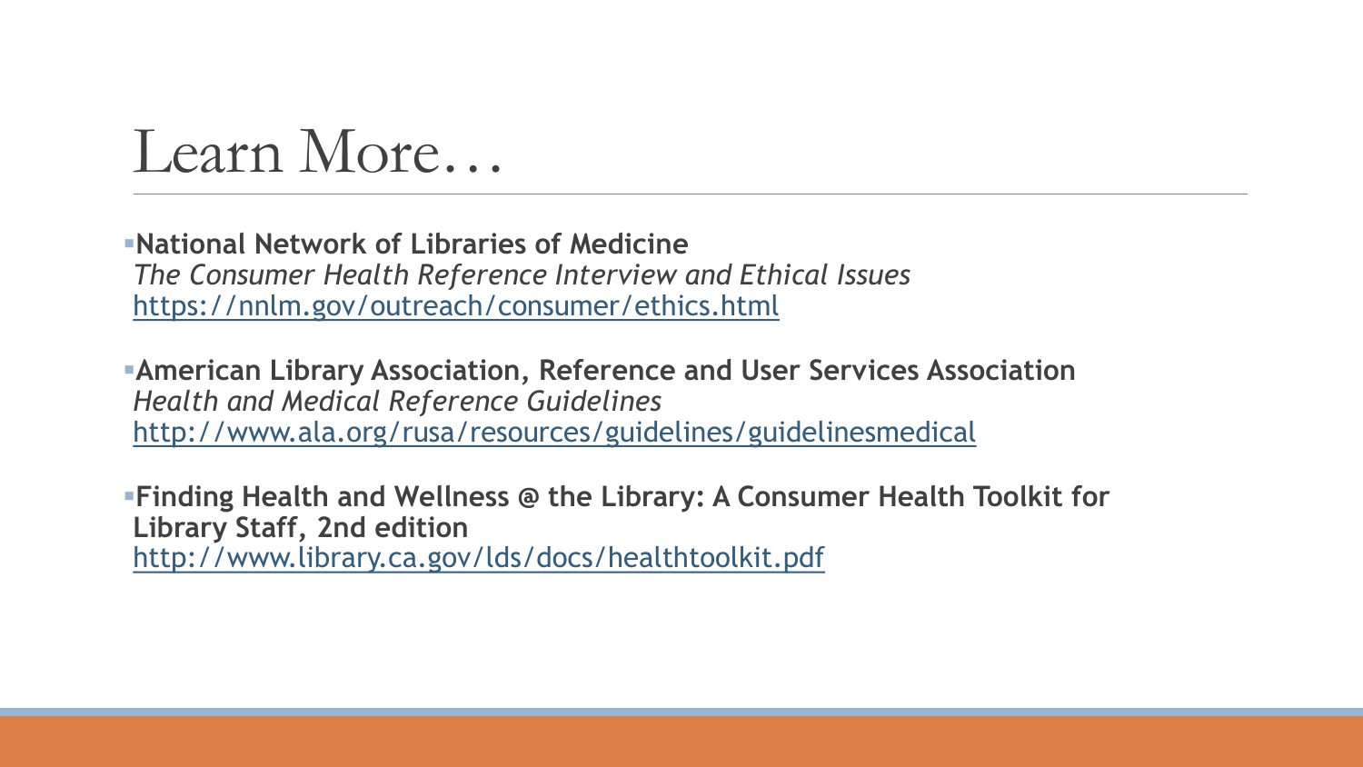# Learn More…

- **National Network of Libraries of Medicine**
  *The Consumer Health Reference Interview and Ethical Issues*
  https://nnlm.gov/outreach/consumer/ethics.html

- **American Library Association, Reference and User Services Association**
  *Health and Medical Reference Guidelines*
  http://www.ala.org/rusa/resources/guidelines/guidelinesmedical

- **Finding Health and Wellness @ the Library: A Consumer Health Toolkit for Library Staff, 2nd edition**
  http://www.library.ca.gov/lds/docs/healthtoolkit.pdf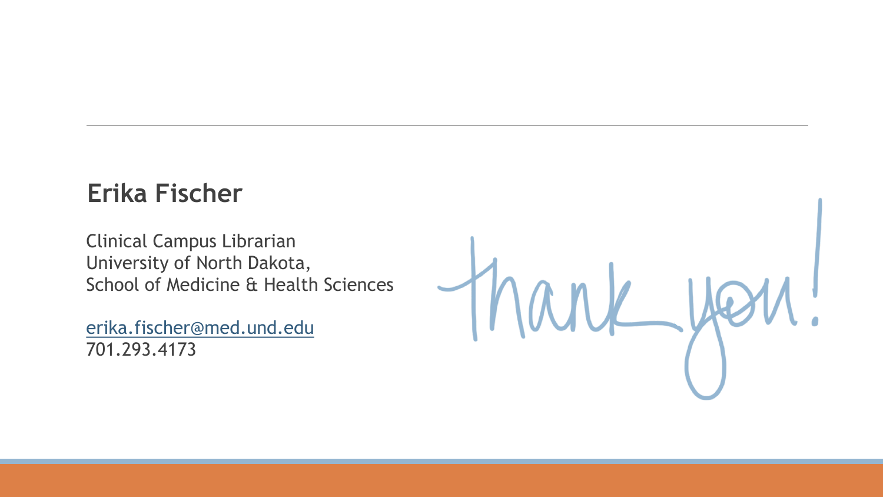## Erika Fischer

Clinical Campus Librarian
University of North Dakota,
School of Medicine & Health Sciences

erika.fischer@med.und.edu
701.293.4173

thank you!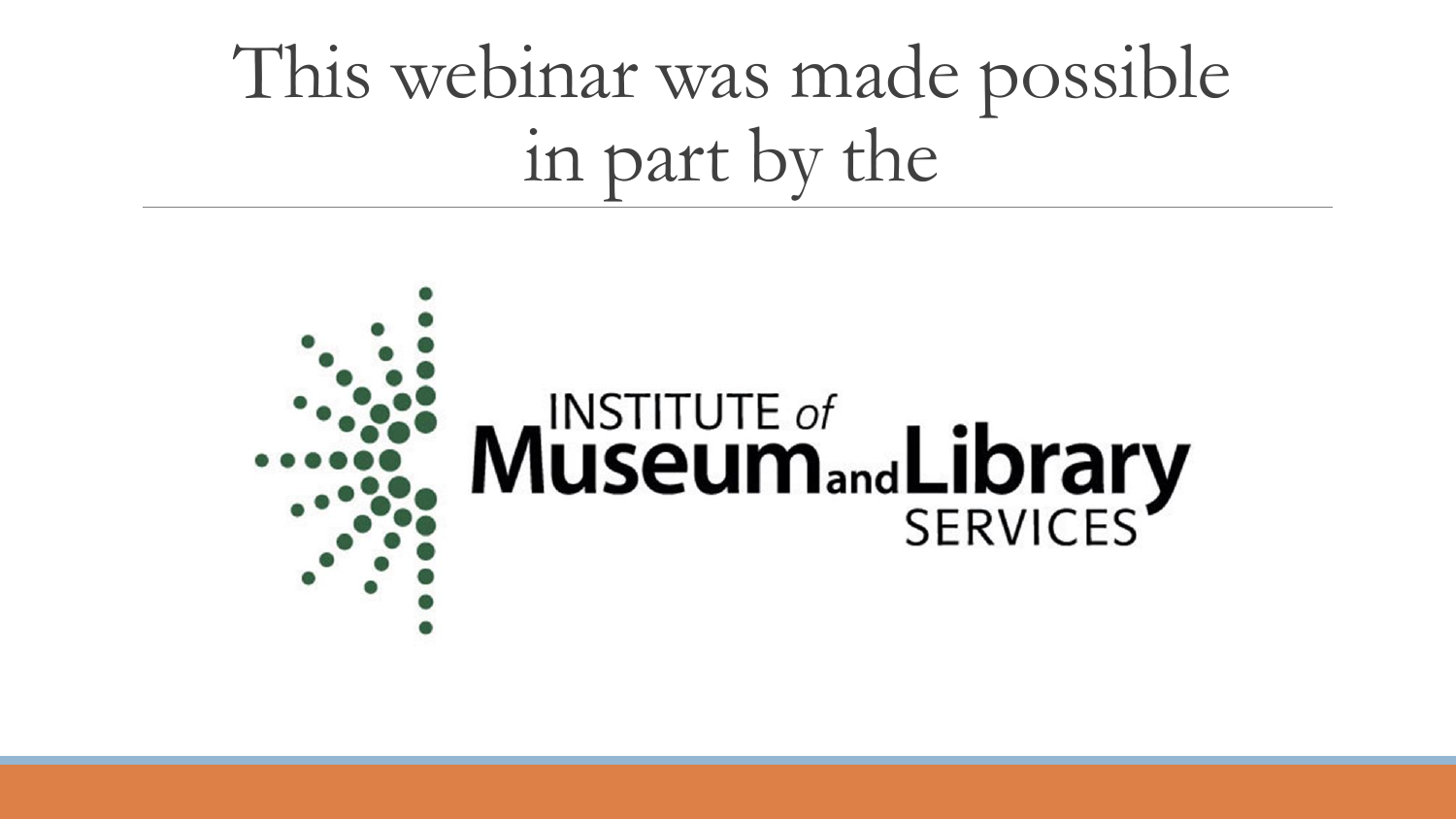# This webinar was made possible in part by the

INSTITUTE *of* Museum and Library SERVICES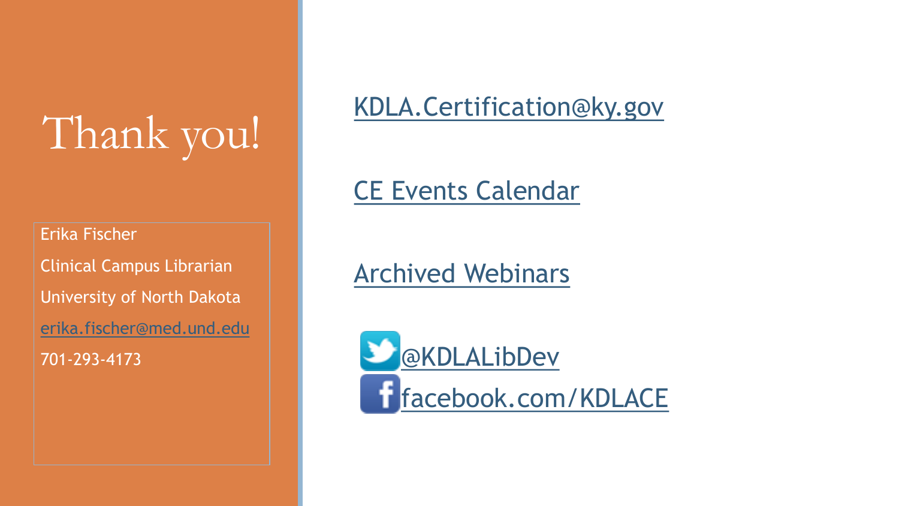# Thank you!

Erika Fischer

Clinical Campus Librarian

University of North Dakota

erika.fischer@med.und.edu

701-293-4173

KDLA.Certification@ky.gov

CE Events Calendar

Archived Webinars

@KDLALibDev

facebook.com/KDLACE